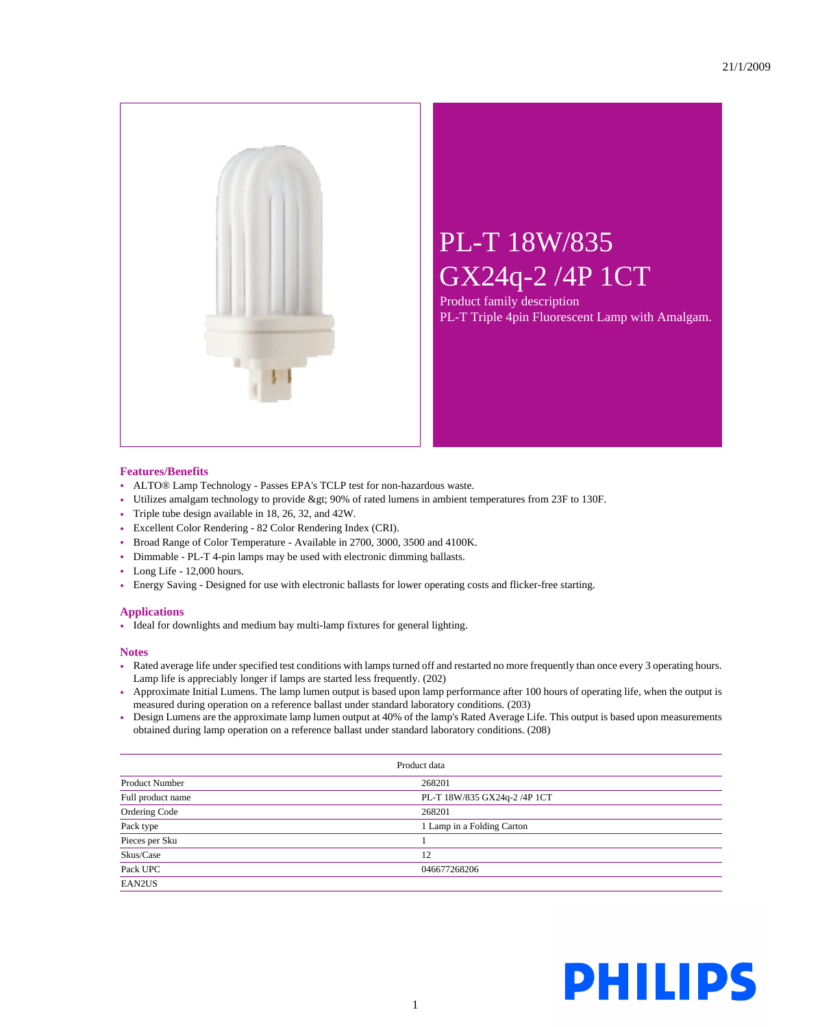21/1/2009

# PL-T 18W/835 GX24q-2 /4P 1CT

Product family description
PL-T Triple 4pin Fluorescent Lamp with Amalgam.

## Features/Benefits

- ALTO® Lamp Technology - Passes EPA's TCLP test for non-hazardous waste.
- Utilizes amalgam technology to provide &gt; 90% of rated lumens in ambient temperatures from 23F to 130F.
- Triple tube design available in 18, 26, 32, and 42W.
- Excellent Color Rendering - 82 Color Rendering Index (CRI).
- Broad Range of Color Temperature - Available in 2700, 3000, 3500 and 4100K.
- Dimmable - PL-T 4-pin lamps may be used with electronic dimming ballasts.
- Long Life - 12,000 hours.
- Energy Saving - Designed for use with electronic ballasts for lower operating costs and flicker-free starting.

## Applications

- Ideal for downlights and medium bay multi-lamp fixtures for general lighting.

## Notes

- Rated average life under specified test conditions with lamps turned off and restarted no more frequently than once every 3 operating hours. Lamp life is appreciably longer if lamps are started less frequently. (202)
- Approximate Initial Lumens. The lamp lumen output is based upon lamp performance after 100 hours of operating life, when the output is measured during operation on a reference ballast under standard laboratory conditions. (203)
- Design Lumens are the approximate lamp lumen output at 40% of the lamp's Rated Average Life. This output is based upon measurements obtained during lamp operation on a reference ballast under standard laboratory conditions. (208)

| Product data | |
|---|---|
| Product Number | 268201 |
| Full product name | PL-T 18W/835 GX24q-2 /4P 1CT |
| Ordering Code | 268201 |
| Pack type | 1 Lamp in a Folding Carton |
| Pieces per Sku | 1 |
| Skus/Case | 12 |
| Pack UPC | 046677268206 |
| EAN2US | |

PHILIPS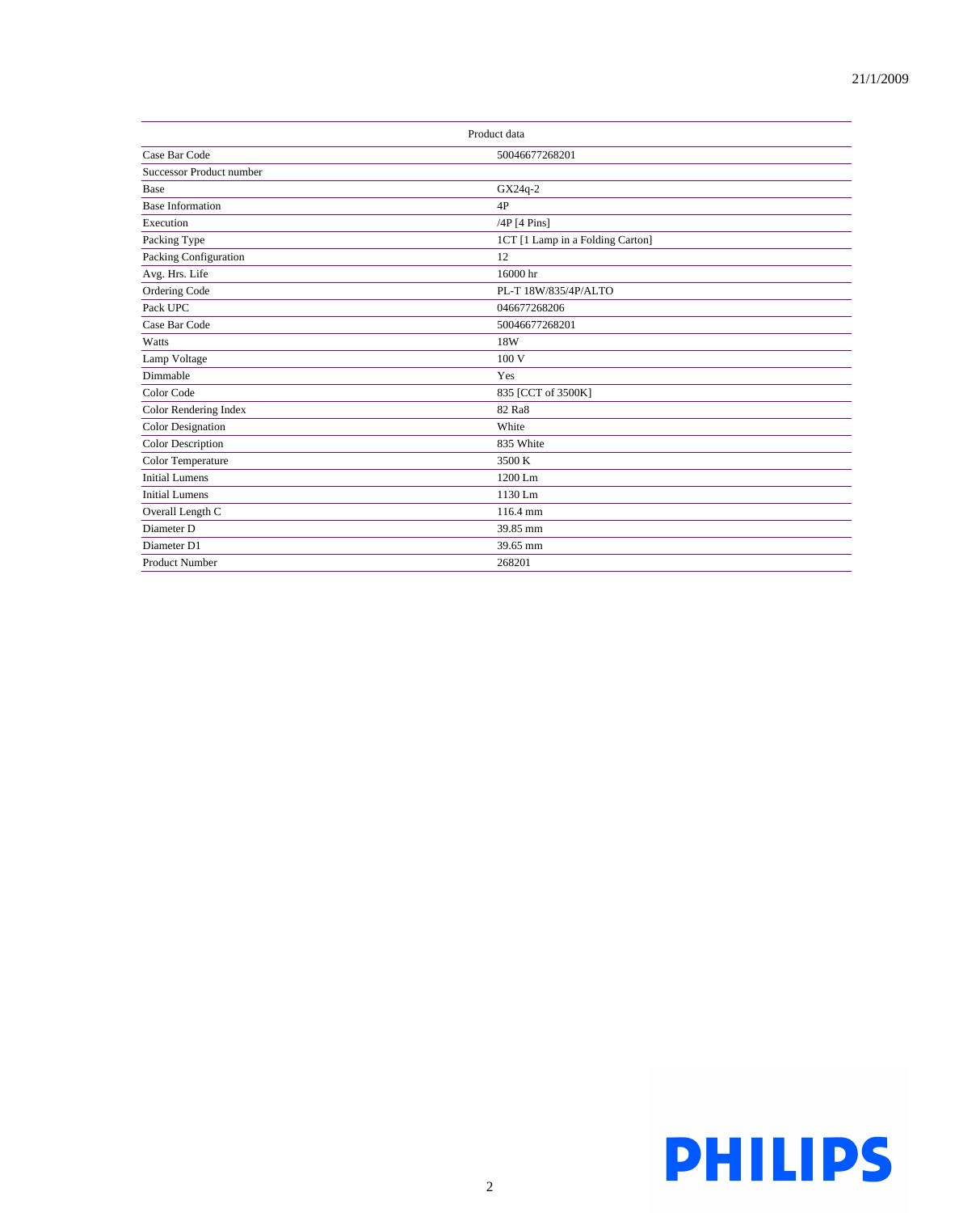| Product data | |
|---|---|
| Case Bar Code | 50046677268201 |
| Successor Product number | |
| Base | GX24q-2 |
| Base Information | 4P |
| Execution | /4P [4 Pins] |
| Packing Type | 1CT [1 Lamp in a Folding Carton] |
| Packing Configuration | 12 |
| Avg. Hrs. Life | 16000 hr |
| Ordering Code | PL-T 18W/835/4P/ALTO |
| Pack UPC | 046677268206 |
| Case Bar Code | 50046677268201 |
| Watts | 18W |
| Lamp Voltage | 100 V |
| Dimmable | Yes |
| Color Code | 835 [CCT of 3500K] |
| Color Rendering Index | 82 Ra8 |
| Color Designation | White |
| Color Description | 835 White |
| Color Temperature | 3500 K |
| Initial Lumens | 1200 Lm |
| Initial Lumens | 1130 Lm |
| Overall Length C | 116.4 mm |
| Diameter D | 39.85 mm |
| Diameter D1 | 39.65 mm |
| Product Number | 268201 |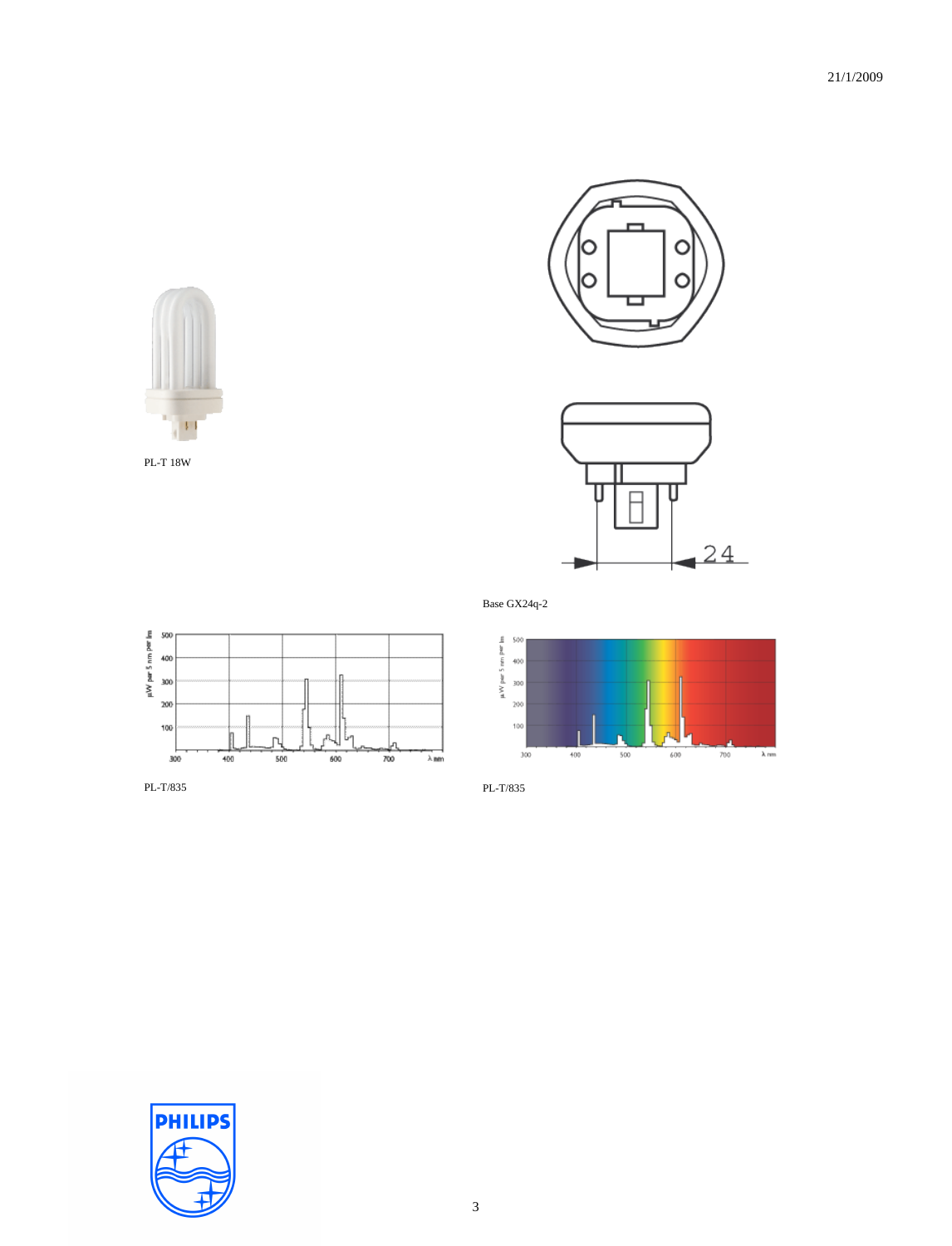PL-T 18W

24

Base GX24q-2

µW per 5 nm per lm

500

400

300

200

100

300 400 500 600 700 λ nm

PL-T/835

µW per 5 nm per lm

500

400

300

200

100

300 400 500 600 700 λ nm

PL-T/835